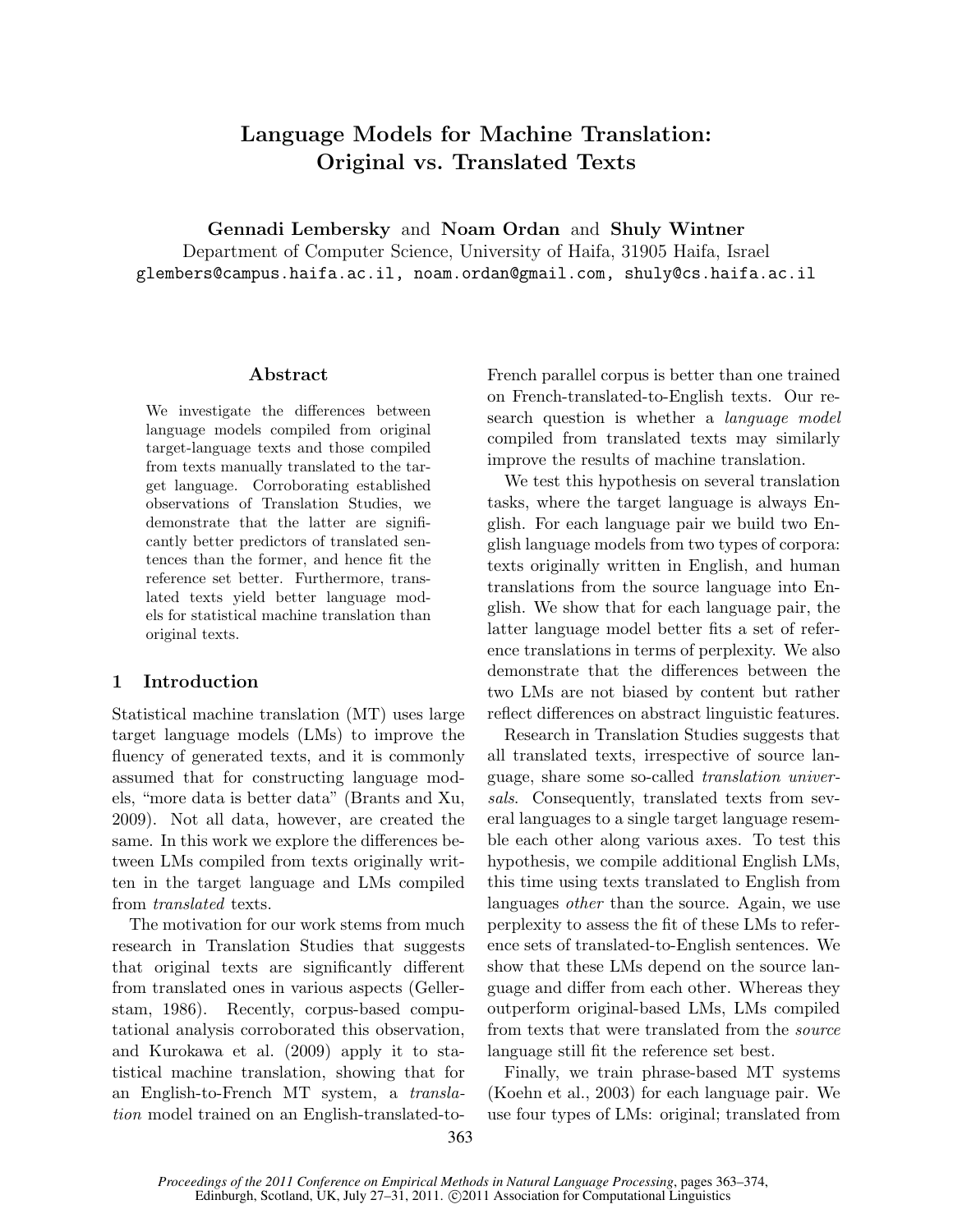# Language Models for Machine Translation: Original vs. Translated Texts

**Gennadi Lembersky** and **Noam Ordan** and **Shuly Wintner**
Department of Computer Science, University of Haifa, 31905 Haifa, Israel
glembers@campus.haifa.ac.il, noam.ordan@gmail.com, shuly@cs.haifa.ac.il

## Abstract

We investigate the differences between language models compiled from original target-language texts and those compiled from texts manually translated to the target language. Corroborating established observations of Translation Studies, we demonstrate that the latter are significantly better predictors of translated sentences than the former, and hence fit the reference set better. Furthermore, translated texts yield better language models for statistical machine translation than original texts.

## 1 Introduction

Statistical machine translation (MT) uses large target language models (LMs) to improve the fluency of generated texts, and it is commonly assumed that for constructing language models, "more data is better data" (Brants and Xu, 2009). Not all data, however, are created the same. In this work we explore the differences between LMs compiled from texts originally written in the target language and LMs compiled from *translated* texts.

The motivation for our work stems from much research in Translation Studies that suggests that original texts are significantly different from translated ones in various aspects (Gellerstam, 1986). Recently, corpus-based computational analysis corroborated this observation, and Kurokawa et al. (2009) apply it to statistical machine translation, showing that for an English-to-French MT system, a *translation* model trained on an English-translated-to-French parallel corpus is better than one trained on French-translated-to-English texts. Our research question is whether a *language model* compiled from translated texts may similarly improve the results of machine translation.

We test this hypothesis on several translation tasks, where the target language is always English. For each language pair we build two English language models from two types of corpora: texts originally written in English, and human translations from the source language into English. We show that for each language pair, the latter language model better fits a set of reference translations in terms of perplexity. We also demonstrate that the differences between the two LMs are not biased by content but rather reflect differences on abstract linguistic features.

Research in Translation Studies suggests that all translated texts, irrespective of source language, share some so-called *translation universals*. Consequently, translated texts from several languages to a single target language resemble each other along various axes. To test this hypothesis, we compile additional English LMs, this time using texts translated to English from languages *other* than the source. Again, we use perplexity to assess the fit of these LMs to reference sets of translated-to-English sentences. We show that these LMs depend on the source language and differ from each other. Whereas they outperform original-based LMs, LMs compiled from texts that were translated from the *source* language still fit the reference set best.

Finally, we train phrase-based MT systems (Koehn et al., 2003) for each language pair. We use four types of LMs: original; translated from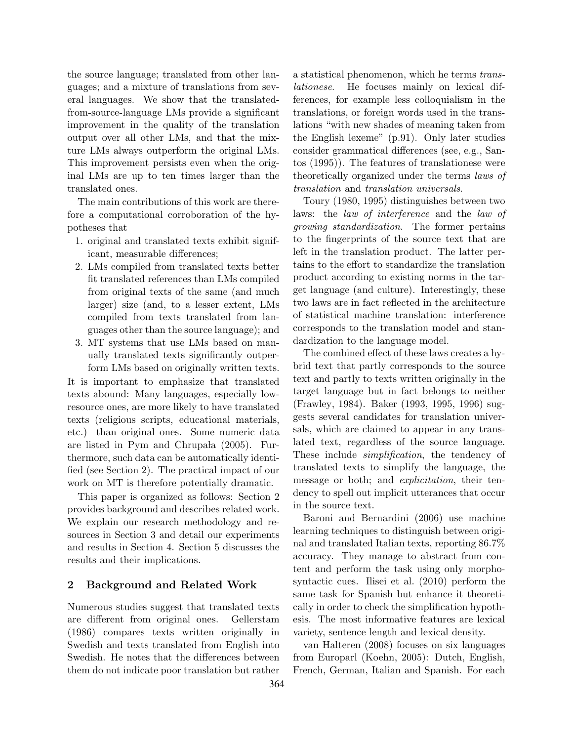the source language; translated from other languages; and a mixture of translations from several languages. We show that the translated-from-source-language LMs provide a significant improvement in the quality of the translation output over all other LMs, and that the mixture LMs always outperform the original LMs. This improvement persists even when the original LMs are up to ten times larger than the translated ones.

The main contributions of this work are therefore a computational corroboration of the hypotheses that

1. original and translated texts exhibit significant, measurable differences;
2. LMs compiled from translated texts better fit translated references than LMs compiled from original texts of the same (and much larger) size (and, to a lesser extent, LMs compiled from texts translated from languages other than the source language); and
3. MT systems that use LMs based on manually translated texts significantly outperform LMs based on originally written texts.

It is important to emphasize that translated texts abound: Many languages, especially low-resource ones, are more likely to have translated texts (religious scripts, educational materials, etc.) than original ones. Some numeric data are listed in Pym and Chrupała (2005). Furthermore, such data can be automatically identified (see Section 2). The practical impact of our work on MT is therefore potentially dramatic.

This paper is organized as follows: Section 2 provides background and describes related work. We explain our research methodology and resources in Section 3 and detail our experiments and results in Section 4. Section 5 discusses the results and their implications.

## 2 Background and Related Work

Numerous studies suggest that translated texts are different from original ones. Gellerstam (1986) compares texts written originally in Swedish and texts translated from English into Swedish. He notes that the differences between them do not indicate poor translation but rather a statistical phenomenon, which he terms *translationese*. He focuses mainly on lexical differences, for example less colloquialism in the translations, or foreign words used in the translations "with new shades of meaning taken from the English lexeme" (p.91). Only later studies consider grammatical differences (see, e.g., Santos (1995)). The features of translationese were theoretically organized under the terms *laws of translation* and *translation universals*.

Toury (1980, 1995) distinguishes between two laws: the *law of interference* and the *law of growing standardization*. The former pertains to the fingerprints of the source text that are left in the translation product. The latter pertains to the effort to standardize the translation product according to existing norms in the target language (and culture). Interestingly, these two laws are in fact reflected in the architecture of statistical machine translation: interference corresponds to the translation model and standardization to the language model.

The combined effect of these laws creates a hybrid text that partly corresponds to the source text and partly to texts written originally in the target language but in fact belongs to neither (Frawley, 1984). Baker (1993, 1995, 1996) suggests several candidates for translation universals, which are claimed to appear in any translated text, regardless of the source language. These include *simplification*, the tendency of translated texts to simplify the language, the message or both; and *explicitation*, their tendency to spell out implicit utterances that occur in the source text.

Baroni and Bernardini (2006) use machine learning techniques to distinguish between original and translated Italian texts, reporting 86.7% accuracy. They manage to abstract from content and perform the task using only morpho-syntactic cues. Ilisei et al. (2010) perform the same task for Spanish but enhance it theoretically in order to check the simplification hypothesis. The most informative features are lexical variety, sentence length and lexical density.

van Halteren (2008) focuses on six languages from Europarl (Koehn, 2005): Dutch, English, French, German, Italian and Spanish. For each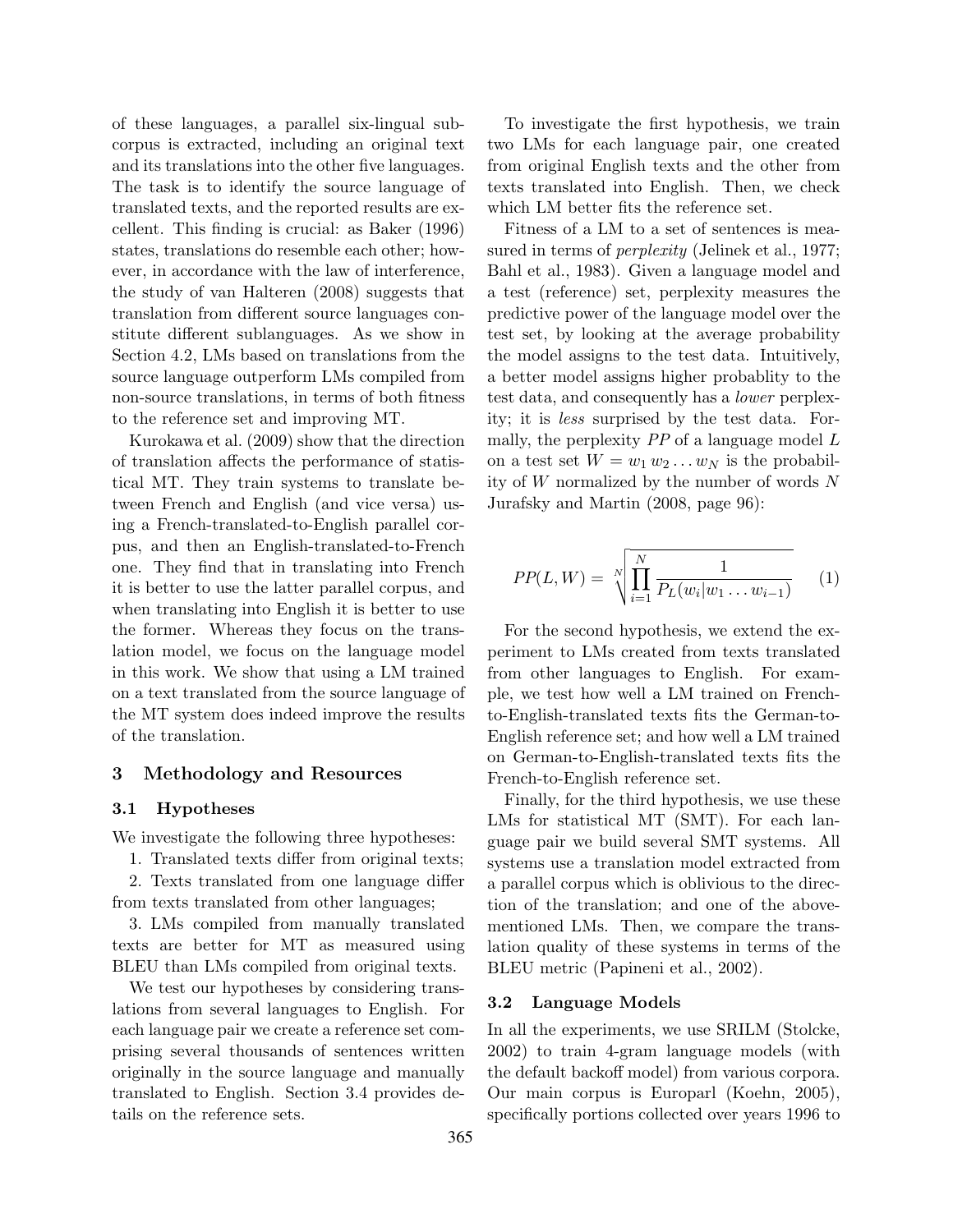of these languages, a parallel six-lingual subcorpus is extracted, including an original text and its translations into the other five languages. The task is to identify the source language of translated texts, and the reported results are excellent. This finding is crucial: as Baker (1996) states, translations do resemble each other; however, in accordance with the law of interference, the study of van Halteren (2008) suggests that translation from different source languages constitute different sublanguages. As we show in Section 4.2, LMs based on translations from the source language outperform LMs compiled from non-source translations, in terms of both fitness to the reference set and improving MT.

Kurokawa et al. (2009) show that the direction of translation affects the performance of statistical MT. They train systems to translate between French and English (and vice versa) using a French-translated-to-English parallel corpus, and then an English-translated-to-French one. They find that in translating into French it is better to use the latter parallel corpus, and when translating into English it is better to use the former. Whereas they focus on the translation model, we focus on the language model in this work. We show that using a LM trained on a text translated from the source language of the MT system does indeed improve the results of the translation.

## 3 Methodology and Resources

### 3.1 Hypotheses

We investigate the following three hypotheses:

1. Translated texts differ from original texts;
2. Texts translated from one language differ from texts translated from other languages;
3. LMs compiled from manually translated texts are better for MT as measured using BLEU than LMs compiled from original texts.

We test our hypotheses by considering translations from several languages to English. For each language pair we create a reference set comprising several thousands of sentences written originally in the source language and manually translated to English. Section 3.4 provides details on the reference sets.

To investigate the first hypothesis, we train two LMs for each language pair, one created from original English texts and the other from texts translated into English. Then, we check which LM better fits the reference set.

Fitness of a LM to a set of sentences is measured in terms of *perplexity* (Jelinek et al., 1977; Bahl et al., 1983). Given a language model and a test (reference) set, perplexity measures the predictive power of the language model over the test set, by looking at the average probability the model assigns to the test data. Intuitively, a better model assigns higher probablity to the test data, and consequently has a *lower* perplexity; it is *less* surprised by the test data. Formally, the perplexity $PP$ of a language model $L$ on a test set $W = w_1\, w_2 \ldots w_N$ is the probability of $W$ normalized by the number of words $N$ Jurafsky and Martin (2008, page 96):

$$PP(L, W) = \sqrt[N]{\prod_{i=1}^{N} \frac{1}{P_L(w_i | w_1 \ldots w_{i-1})}} \quad (1)$$

For the second hypothesis, we extend the experiment to LMs created from texts translated from other languages to English. For example, we test how well a LM trained on French-to-English-translated texts fits the German-to-English reference set; and how well a LM trained on German-to-English-translated texts fits the French-to-English reference set.

Finally, for the third hypothesis, we use these LMs for statistical MT (SMT). For each language pair we build several SMT systems. All systems use a translation model extracted from a parallel corpus which is oblivious to the direction of the translation; and one of the abovementioned LMs. Then, we compare the translation quality of these systems in terms of the BLEU metric (Papineni et al., 2002).

### 3.2 Language Models

In all the experiments, we use SRILM (Stolcke, 2002) to train 4-gram language models (with the default backoff model) from various corpora. Our main corpus is Europarl (Koehn, 2005), specifically portions collected over years 1996 to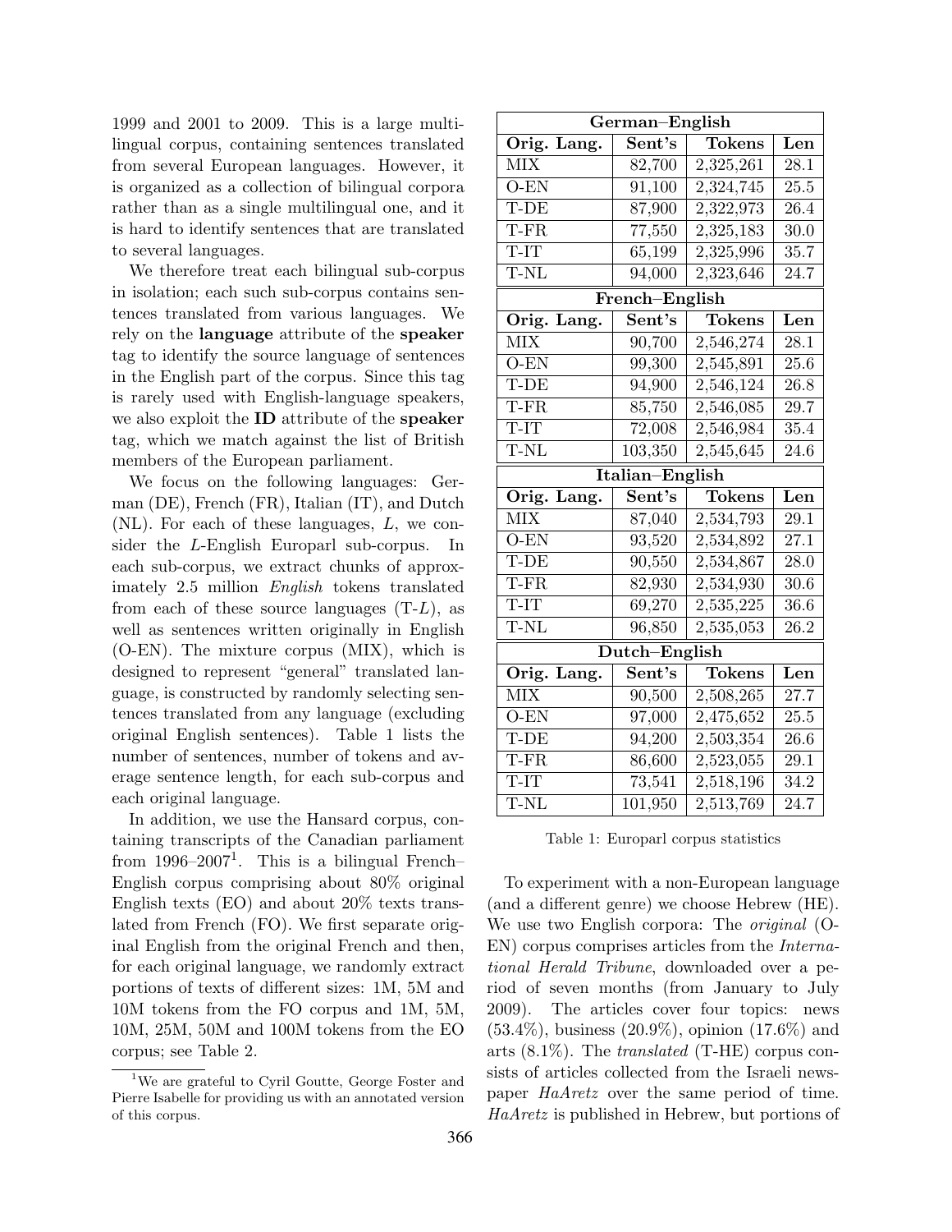1999 and 2001 to 2009. This is a large multilingual corpus, containing sentences translated from several European languages. However, it is organized as a collection of bilingual corpora rather than as a single multilingual one, and it is hard to identify sentences that are translated to several languages.

We therefore treat each bilingual sub-corpus in isolation; each such sub-corpus contains sentences translated from various languages. We rely on the **language** attribute of the **speaker** tag to identify the source language of sentences in the English part of the corpus. Since this tag is rarely used with English-language speakers, we also exploit the **ID** attribute of the **speaker** tag, which we match against the list of British members of the European parliament.

We focus on the following languages: German (DE), French (FR), Italian (IT), and Dutch (NL). For each of these languages, $L$, we consider the $L$-English Europarl sub-corpus. In each sub-corpus, we extract chunks of approximately 2.5 million *English* tokens translated from each of these source languages (T-$L$), as well as sentences written originally in English (O-EN). The mixture corpus (MIX), which is designed to represent "general" translated language, is constructed by randomly selecting sentences translated from any language (excluding original English sentences). Table 1 lists the number of sentences, number of tokens and average sentence length, for each sub-corpus and each original language.

In addition, we use the Hansard corpus, containing transcripts of the Canadian parliament from 1996–2007[1]. This is a bilingual French–English corpus comprising about 80% original English texts (EO) and about 20% texts translated from French (FO). We first separate original English from the original French and then, for each original language, we randomly extract portions of texts of different sizes: 1M, 5M and 10M tokens from the FO corpus and 1M, 5M, 10M, 25M, 50M and 100M tokens from the EO corpus; see Table 2.

[1] We are grateful to Cyril Goutte, George Foster and Pierre Isabelle for providing us with an annotated version of this corpus.

| **German–English** | | | |
|---|---|---|---|
| **Orig. Lang.** | **Sent's** | **Tokens** | **Len** |
| MIX | 82,700 | 2,325,261 | 28.1 |
| O-EN | 91,100 | 2,324,745 | 25.5 |
| T-DE | 87,900 | 2,322,973 | 26.4 |
| T-FR | 77,550 | 2,325,183 | 30.0 |
| T-IT | 65,199 | 2,325,996 | 35.7 |
| T-NL | 94,000 | 2,323,646 | 24.7 |
| **French–English** | | | |
| **Orig. Lang.** | **Sent's** | **Tokens** | **Len** |
| MIX | 90,700 | 2,546,274 | 28.1 |
| O-EN | 99,300 | 2,545,891 | 25.6 |
| T-DE | 94,900 | 2,546,124 | 26.8 |
| T-FR | 85,750 | 2,546,085 | 29.7 |
| T-IT | 72,008 | 2,546,984 | 35.4 |
| T-NL | 103,350 | 2,545,645 | 24.6 |
| **Italian–English** | | | |
| **Orig. Lang.** | **Sent's** | **Tokens** | **Len** |
| MIX | 87,040 | 2,534,793 | 29.1 |
| O-EN | 93,520 | 2,534,892 | 27.1 |
| T-DE | 90,550 | 2,534,867 | 28.0 |
| T-FR | 82,930 | 2,534,930 | 30.6 |
| T-IT | 69,270 | 2,535,225 | 36.6 |
| T-NL | 96,850 | 2,535,053 | 26.2 |
| **Dutch–English** | | | |
| **Orig. Lang.** | **Sent's** | **Tokens** | **Len** |
| MIX | 90,500 | 2,508,265 | 27.7 |
| O-EN | 97,000 | 2,475,652 | 25.5 |
| T-DE | 94,200 | 2,503,354 | 26.6 |
| T-FR | 86,600 | 2,523,055 | 29.1 |
| T-IT | 73,541 | 2,518,196 | 34.2 |
| T-NL | 101,950 | 2,513,769 | 24.7 |

Table 1: Europarl corpus statistics

To experiment with a non-European language (and a different genre) we choose Hebrew (HE). We use two English corpora: The *original* (O-EN) corpus comprises articles from the *International Herald Tribune*, downloaded over a period of seven months (from January to July 2009). The articles cover four topics: news (53.4%), business (20.9%), opinion (17.6%) and arts (8.1%). The *translated* (T-HE) corpus consists of articles collected from the Israeli newspaper *HaAretz* over the same period of time. *HaAretz* is published in Hebrew, but portions of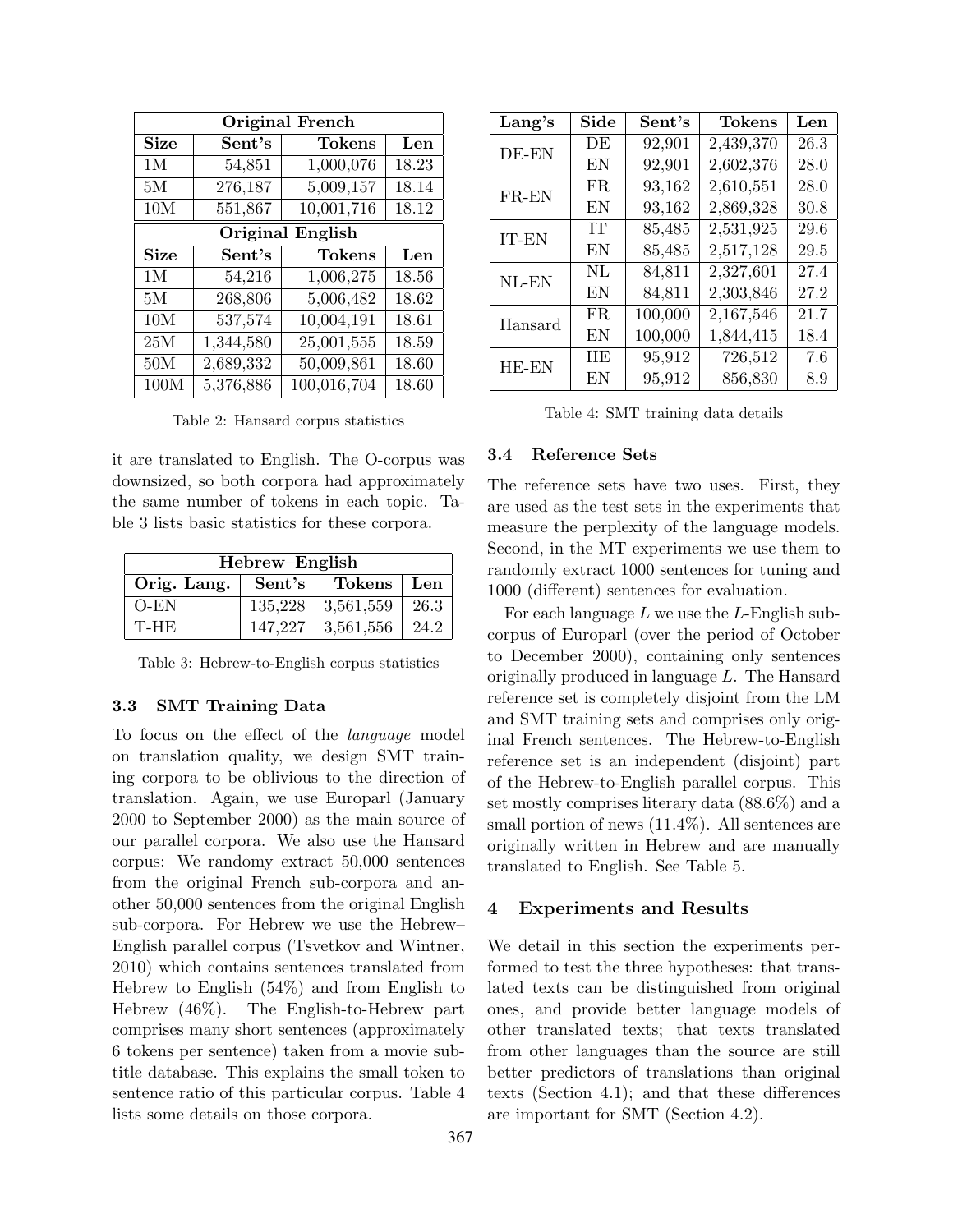| Original French | | | |
|---|---|---|---|
| **Size** | **Sent's** | **Tokens** | **Len** |
| 1M | 54,851 | 1,000,076 | 18.23 |
| 5M | 276,187 | 5,009,157 | 18.14 |
| 10M | 551,867 | 10,001,716 | 18.12 |
| **Original English** | | | |
| **Size** | **Sent's** | **Tokens** | **Len** |
| 1M | 54,216 | 1,006,275 | 18.56 |
| 5M | 268,806 | 5,006,482 | 18.62 |
| 10M | 537,574 | 10,004,191 | 18.61 |
| 25M | 1,344,580 | 25,001,555 | 18.59 |
| 50M | 2,689,332 | 50,009,861 | 18.60 |
| 100M | 5,376,886 | 100,016,704 | 18.60 |

Table 2: Hansard corpus statistics

it are translated to English. The O-corpus was downsized, so both corpora had approximately the same number of tokens in each topic. Table 3 lists basic statistics for these corpora.

| Hebrew–English | | | |
|---|---|---|---|
| **Orig. Lang.** | **Sent's** | **Tokens** | **Len** |
| O-EN | 135,228 | 3,561,559 | 26.3 |
| T-HE | 147,227 | 3,561,556 | 24.2 |

Table 3: Hebrew-to-English corpus statistics

### 3.3 SMT Training Data

To focus on the effect of the *language* model on translation quality, we design SMT training corpora to be oblivious to the direction of translation. Again, we use Europarl (January 2000 to September 2000) as the main source of our parallel corpora. We also use the Hansard corpus: We randomy extract 50,000 sentences from the original French sub-corpora and another 50,000 sentences from the original English sub-corpora. For Hebrew we use the Hebrew–English parallel corpus (Tsvetkov and Wintner, 2010) which contains sentences translated from Hebrew to English (54%) and from English to Hebrew (46%). The English-to-Hebrew part comprises many short sentences (approximately 6 tokens per sentence) taken from a movie subtitle database. This explains the small token to sentence ratio of this particular corpus. Table 4 lists some details on those corpora.

| Lang's | Side | Sent's | Tokens | Len |
|---|---|---|---|---|
| DE-EN | DE | 92,901 | 2,439,370 | 26.3 |
| | EN | 92,901 | 2,602,376 | 28.0 |
| FR-EN | FR | 93,162 | 2,610,551 | 28.0 |
| | EN | 93,162 | 2,869,328 | 30.8 |
| IT-EN | IT | 85,485 | 2,531,925 | 29.6 |
| | EN | 85,485 | 2,517,128 | 29.5 |
| NL-EN | NL | 84,811 | 2,327,601 | 27.4 |
| | EN | 84,811 | 2,303,846 | 27.2 |
| Hansard | FR | 100,000 | 2,167,546 | 21.7 |
| | EN | 100,000 | 1,844,415 | 18.4 |
| HE-EN | HE | 95,912 | 726,512 | 7.6 |
| | EN | 95,912 | 856,830 | 8.9 |

Table 4: SMT training data details

### 3.4 Reference Sets

The reference sets have two uses. First, they are used as the test sets in the experiments that measure the perplexity of the language models. Second, in the MT experiments we use them to randomly extract 1000 sentences for tuning and 1000 (different) sentences for evaluation.

For each language $L$ we use the $L$-English subcorpus of Europarl (over the period of October to December 2000), containing only sentences originally produced in language $L$. The Hansard reference set is completely disjoint from the LM and SMT training sets and comprises only original French sentences. The Hebrew-to-English reference set is an independent (disjoint) part of the Hebrew-to-English parallel corpus. This set mostly comprises literary data (88.6%) and a small portion of news (11.4%). All sentences are originally written in Hebrew and are manually translated to English. See Table 5.

## 4 Experiments and Results

We detail in this section the experiments performed to test the three hypotheses: that translated texts can be distinguished from original ones, and provide better language models of other translated texts; that texts translated from other languages than the source are still better predictors of translations than original texts (Section 4.1); and that these differences are important for SMT (Section 4.2).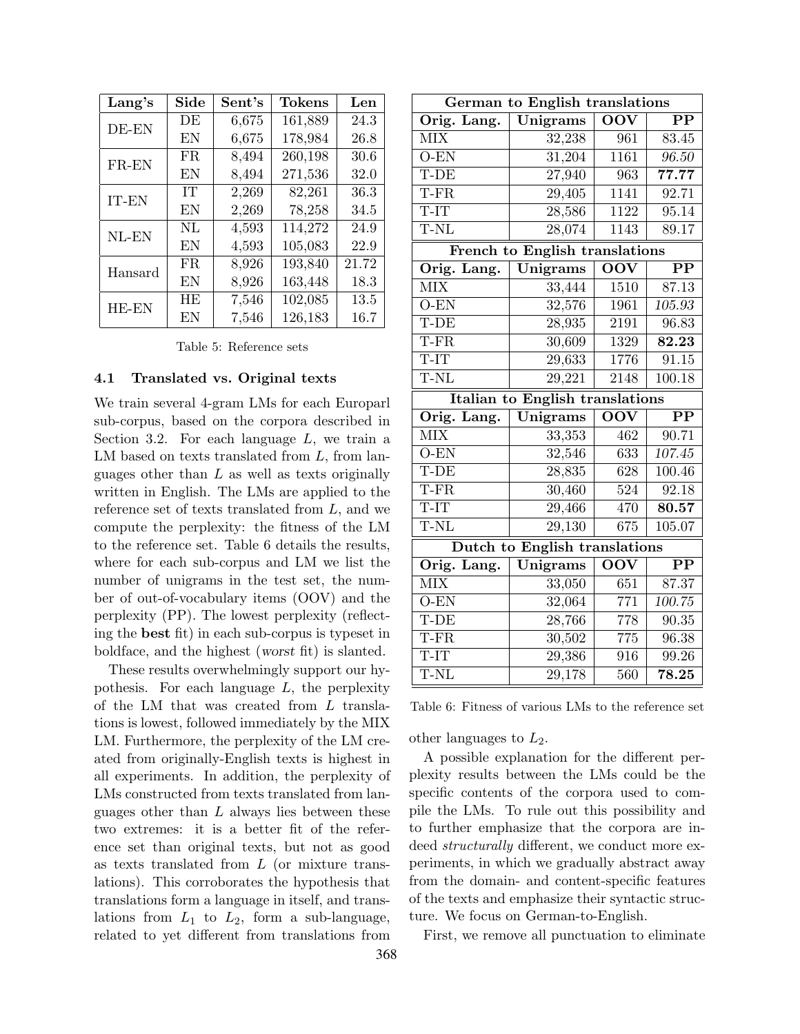| Lang's | Side | Sent's | Tokens | Len |
|---|---|---|---|---|
| DE-EN | DE | 6,675 | 161,889 | 24.3 |
| | EN | 6,675 | 178,984 | 26.8 |
| FR-EN | FR | 8,494 | 260,198 | 30.6 |
| | EN | 8,494 | 271,536 | 32.0 |
| IT-EN | IT | 2,269 | 82,261 | 36.3 |
| | EN | 2,269 | 78,258 | 34.5 |
| NL-EN | NL | 4,593 | 114,272 | 24.9 |
| | EN | 4,593 | 105,083 | 22.9 |
| Hansard | FR | 8,926 | 193,840 | 21.72 |
| | EN | 8,926 | 163,448 | 18.3 |
| HE-EN | HE | 7,546 | 102,085 | 13.5 |
| | EN | 7,546 | 126,183 | 16.7 |

Table 5: Reference sets

### 4.1 Translated vs. Original texts

We train several 4-gram LMs for each Europarl sub-corpus, based on the corpora described in Section 3.2. For each language $L$, we train a LM based on texts translated from $L$, from languages other than $L$ as well as texts originally written in English. The LMs are applied to the reference set of texts translated from $L$, and we compute the perplexity: the fitness of the LM to the reference set. Table 6 details the results, where for each sub-corpus and LM we list the number of unigrams in the test set, the number of out-of-vocabulary items (OOV) and the perplexity (PP). The lowest perplexity (reflecting the **best** fit) in each sub-corpus is typeset in boldface, and the highest (*worst* fit) is slanted.

These results overwhelmingly support our hypothesis. For each language $L$, the perplexity of the LM that was created from $L$ translations is lowest, followed immediately by the MIX LM. Furthermore, the perplexity of the LM created from originally-English texts is highest in all experiments. In addition, the perplexity of LMs constructed from texts translated from languages other than $L$ always lies between these two extremes: it is a better fit of the reference set than original texts, but not as good as texts translated from $L$ (or mixture translations). This corroborates the hypothesis that translations form a language in itself, and translations from $L_1$ to $L_2$, form a sub-language, related to yet different from translations from other languages to $L_2$.

| German to English translations | | | |
|---|---|---|---|
| **Orig. Lang.** | **Unigrams** | **OOV** | **PP** |
| MIX | 32,238 | 961 | 83.45 |
| O-EN | 31,204 | 1161 | *96.50* |
| T-DE | 27,940 | 963 | **77.77** |
| T-FR | 29,405 | 1141 | 92.71 |
| T-IT | 28,586 | 1122 | 95.14 |
| T-NL | 28,074 | 1143 | 89.17 |
| **French to English translations** | | | |
| **Orig. Lang.** | **Unigrams** | **OOV** | **PP** |
| MIX | 33,444 | 1510 | 87.13 |
| O-EN | 32,576 | 1961 | *105.93* |
| T-DE | 28,935 | 2191 | 96.83 |
| T-FR | 30,609 | 1329 | **82.23** |
| T-IT | 29,633 | 1776 | 91.15 |
| T-NL | 29,221 | 2148 | 100.18 |
| **Italian to English translations** | | | |
| **Orig. Lang.** | **Unigrams** | **OOV** | **PP** |
| MIX | 33,353 | 462 | 90.71 |
| O-EN | 32,546 | 633 | *107.45* |
| T-DE | 28,835 | 628 | 100.46 |
| T-FR | 30,460 | 524 | 92.18 |
| T-IT | 29,466 | 470 | **80.57** |
| T-NL | 29,130 | 675 | 105.07 |
| **Dutch to English translations** | | | |
| **Orig. Lang.** | **Unigrams** | **OOV** | **PP** |
| MIX | 33,050 | 651 | 87.37 |
| O-EN | 32,064 | 771 | *100.75* |
| T-DE | 28,766 | 778 | 90.35 |
| T-FR | 30,502 | 775 | 96.38 |
| T-IT | 29,386 | 916 | 99.26 |
| T-NL | 29,178 | 560 | **78.25** |

Table 6: Fitness of various LMs to the reference set

A possible explanation for the different perplexity results between the LMs could be the specific contents of the corpora used to compile the LMs. To rule out this possibility and to further emphasize that the corpora are indeed *structurally* different, we conduct more experiments, in which we gradually abstract away from the domain- and content-specific features of the texts and emphasize their syntactic structure. We focus on German-to-English.

First, we remove all punctuation to eliminate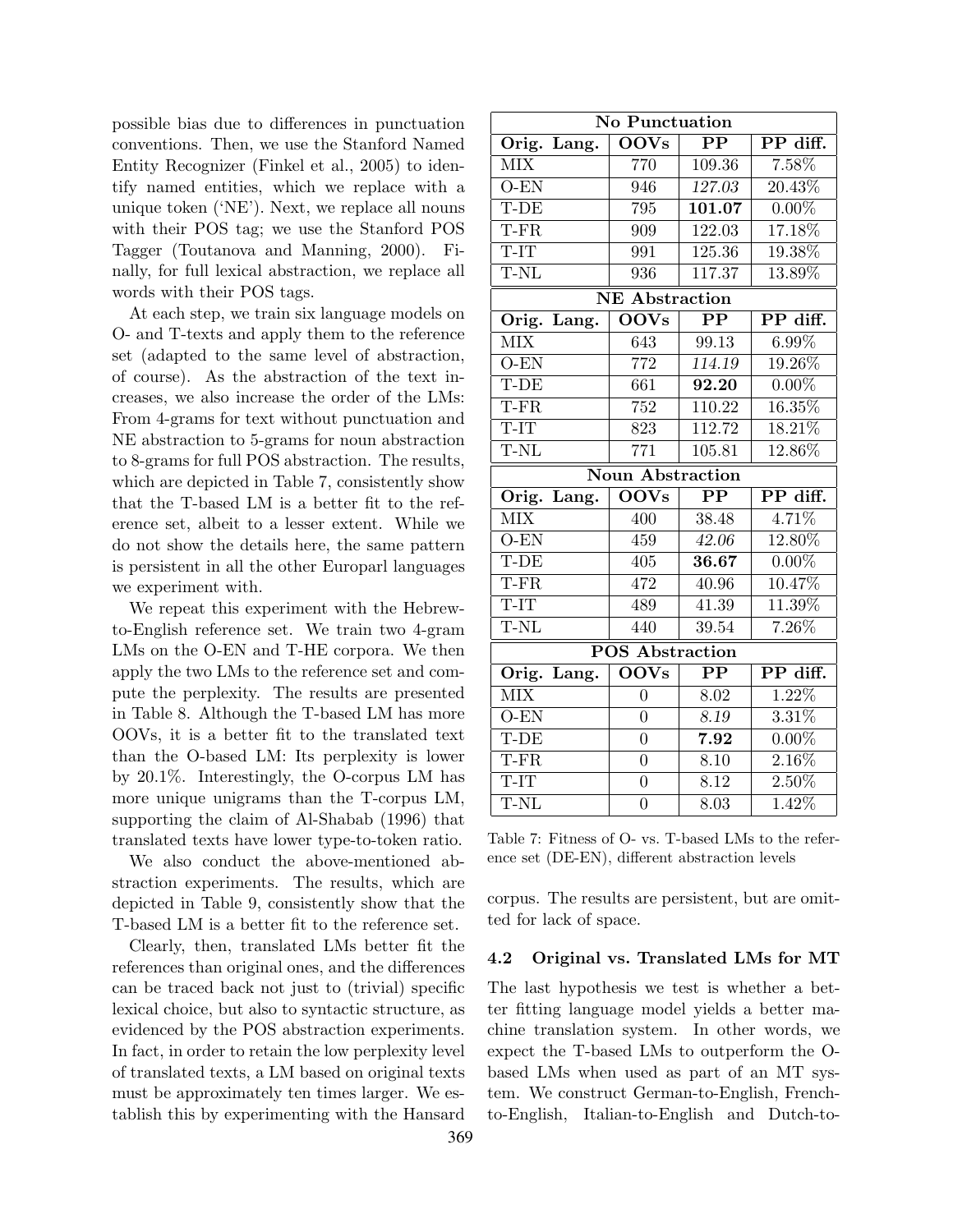possible bias due to differences in punctuation conventions. Then, we use the Stanford Named Entity Recognizer (Finkel et al., 2005) to identify named entities, which we replace with a unique token ('NE'). Next, we replace all nouns with their POS tag; we use the Stanford POS Tagger (Toutanova and Manning, 2000). Finally, for full lexical abstraction, we replace all words with their POS tags.

At each step, we train six language models on O- and T-texts and apply them to the reference set (adapted to the same level of abstraction, of course). As the abstraction of the text increases, we also increase the order of the LMs: From 4-grams for text without punctuation and NE abstraction to 5-grams for noun abstraction to 8-grams for full POS abstraction. The results, which are depicted in Table 7, consistently show that the T-based LM is a better fit to the reference set, albeit to a lesser extent. While we do not show the details here, the same pattern is persistent in all the other Europarl languages we experiment with.

We repeat this experiment with the Hebrew-to-English reference set. We train two 4-gram LMs on the O-EN and T-HE corpora. We then apply the two LMs to the reference set and compute the perplexity. The results are presented in Table 8. Although the T-based LM has more OOVs, it is a better fit to the translated text than the O-based LM: Its perplexity is lower by 20.1%. Interestingly, the O-corpus LM has more unique unigrams than the T-corpus LM, supporting the claim of Al-Shabab (1996) that translated texts have lower type-to-token ratio.

We also conduct the above-mentioned abstraction experiments. The results, which are depicted in Table 9, consistently show that the T-based LM is a better fit to the reference set.

Clearly, then, translated LMs better fit the references than original ones, and the differences can be traced back not just to (trivial) specific lexical choice, but also to syntactic structure, as evidenced by the POS abstraction experiments. In fact, in order to retain the low perplexity level of translated texts, a LM based on original texts must be approximately ten times larger. We establish this by experimenting with the Hansard corpus. The results are persistent, but are omitted for lack of space.

| **No Punctuation** | | | |
|---|---|---|---|
| **Orig. Lang.** | **OOVs** | **PP** | **PP diff.** |
| MIX | 770 | 109.36 | 7.58% |
| O-EN | 946 | *127.03* | 20.43% |
| T-DE | 795 | **101.07** | 0.00% |
| T-FR | 909 | 122.03 | 17.18% |
| T-IT | 991 | 125.36 | 19.38% |
| T-NL | 936 | 117.37 | 13.89% |
| **NE Abstraction** | | | |
| **Orig. Lang.** | **OOVs** | **PP** | **PP diff.** |
| MIX | 643 | 99.13 | 6.99% |
| O-EN | 772 | *114.19* | 19.26% |
| T-DE | 661 | **92.20** | 0.00% |
| T-FR | 752 | 110.22 | 16.35% |
| T-IT | 823 | 112.72 | 18.21% |
| T-NL | 771 | 105.81 | 12.86% |
| **Noun Abstraction** | | | |
| **Orig. Lang.** | **OOVs** | **PP** | **PP diff.** |
| MIX | 400 | 38.48 | 4.71% |
| O-EN | 459 | *42.06* | 12.80% |
| T-DE | 405 | **36.67** | 0.00% |
| T-FR | 472 | 40.96 | 10.47% |
| T-IT | 489 | 41.39 | 11.39% |
| T-NL | 440 | 39.54 | 7.26% |
| **POS Abstraction** | | | |
| **Orig. Lang.** | **OOVs** | **PP** | **PP diff.** |
| MIX | 0 | 8.02 | 1.22% |
| O-EN | 0 | *8.19* | 3.31% |
| T-DE | 0 | **7.92** | 0.00% |
| T-FR | 0 | 8.10 | 2.16% |
| T-IT | 0 | 8.12 | 2.50% |
| T-NL | 0 | 8.03 | 1.42% |

Table 7: Fitness of O- vs. T-based LMs to the reference set (DE-EN), different abstraction levels

### 4.2 Original vs. Translated LMs for MT

The last hypothesis we test is whether a better fitting language model yields a better machine translation system. In other words, we expect the T-based LMs to outperform the O-based LMs when used as part of an MT system. We construct German-to-English, French-to-English, Italian-to-English and Dutch-to-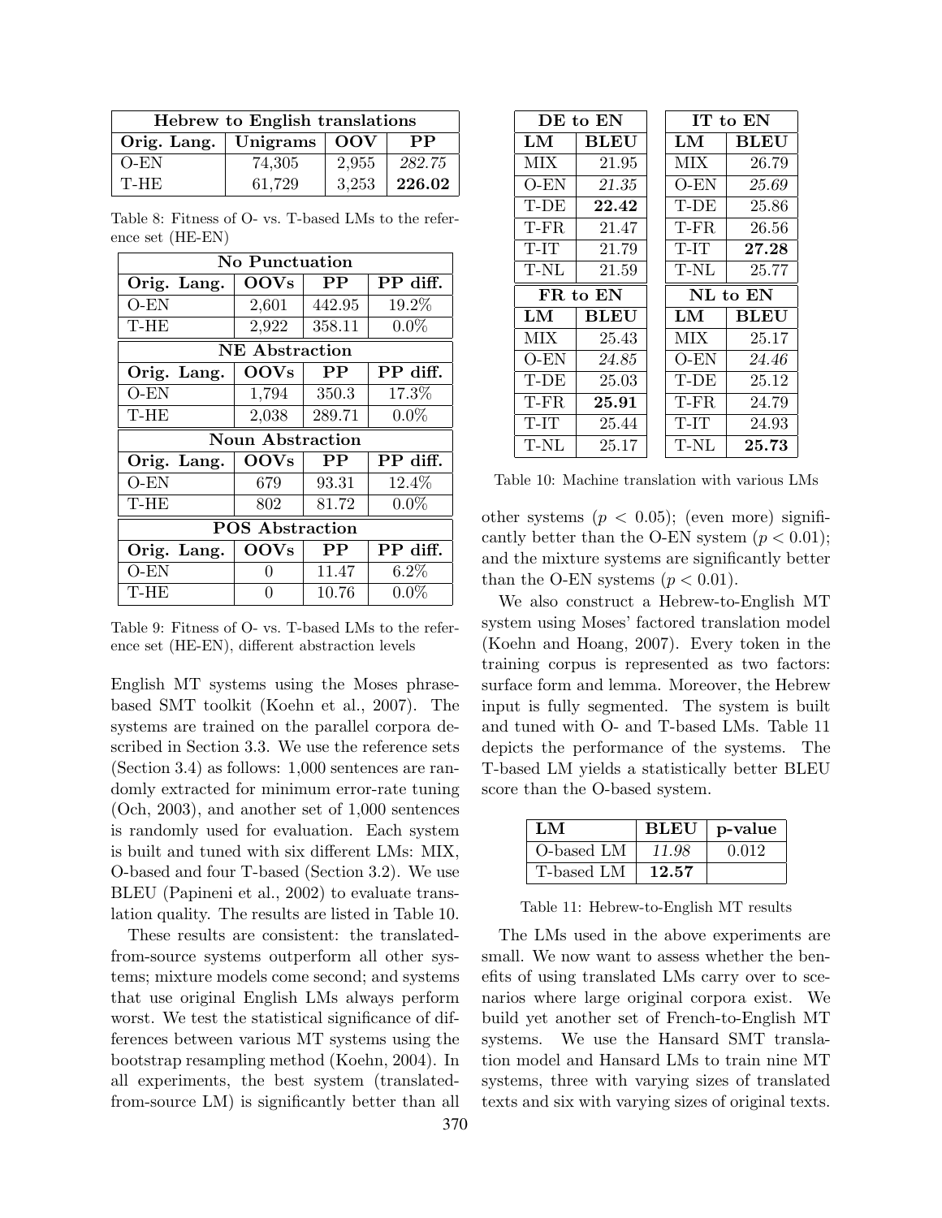| Hebrew to English translations | | | |
|---|---|---|---|
| **Orig. Lang.** | **Unigrams** | **OOV** | **PP** |
| O-EN | 74,305 | 2,955 | *282.75* |
| T-HE | 61,729 | 3,253 | **226.02** |

Table 8: Fitness of O- vs. T-based LMs to the reference set (HE-EN)

| No Punctuation | | | |
|---|---|---|---|
| **Orig. Lang.** | **OOVs** | **PP** | **PP diff.** |
| O-EN | 2,601 | 442.95 | 19.2% |
| T-HE | 2,922 | 358.11 | 0.0% |
| **NE Abstraction** | | | |
| **Orig. Lang.** | **OOVs** | **PP** | **PP diff.** |
| O-EN | 1,794 | 350.3 | 17.3% |
| T-HE | 2,038 | 289.71 | 0.0% |
| **Noun Abstraction** | | | |
| **Orig. Lang.** | **OOVs** | **PP** | **PP diff.** |
| O-EN | 679 | 93.31 | 12.4% |
| T-HE | 802 | 81.72 | 0.0% |
| **POS Abstraction** | | | |
| **Orig. Lang.** | **OOVs** | **PP** | **PP diff.** |
| O-EN | 0 | 11.47 | 6.2% |
| T-HE | 0 | 10.76 | 0.0% |

Table 9: Fitness of O- vs. T-based LMs to the reference set (HE-EN), different abstraction levels

English MT systems using the Moses phrase-based SMT toolkit (Koehn et al., 2007). The systems are trained on the parallel corpora described in Section 3.3. We use the reference sets (Section 3.4) as follows: 1,000 sentences are randomly extracted for minimum error-rate tuning (Och, 2003), and another set of 1,000 sentences is randomly used for evaluation. Each system is built and tuned with six different LMs: MIX, O-based and four T-based (Section 3.2). We use BLEU (Papineni et al., 2002) to evaluate translation quality. The results are listed in Table 10.

These results are consistent: the translated-from-source systems outperform all other systems; mixture models come second; and systems that use original English LMs always perform worst. We test the statistical significance of differences between various MT systems using the bootstrap resampling method (Koehn, 2004). In all experiments, the best system (translated-from-source LM) is significantly better than all

| DE to EN | | IT to EN | |
|---|---|---|---|
| **LM** | **BLEU** | **LM** | **BLEU** |
| MIX | 21.95 | MIX | 26.79 |
| O-EN | *21.35* | O-EN | *25.69* |
| T-DE | **22.42** | T-DE | 25.86 |
| T-FR | 21.47 | T-FR | 26.56 |
| T-IT | 21.79 | T-IT | **27.28** |
| T-NL | 21.59 | T-NL | 25.77 |
| **FR to EN** | | **NL to EN** | |
| **LM** | **BLEU** | **LM** | **BLEU** |
| MIX | 25.43 | MIX | 25.17 |
| O-EN | *24.85* | O-EN | *24.46* |
| T-DE | 25.03 | T-DE | 25.12 |
| T-FR | **25.91** | T-FR | 24.79 |
| T-IT | 25.44 | T-IT | 24.93 |
| T-NL | 25.17 | T-NL | **25.73** |

Table 10: Machine translation with various LMs

other systems ($p < 0.05$); (even more) significantly better than the O-EN system ($p < 0.01$); and the mixture systems are significantly better than the O-EN systems ($p < 0.01$).

We also construct a Hebrew-to-English MT system using Moses' factored translation model (Koehn and Hoang, 2007). Every token in the training corpus is represented as two factors: surface form and lemma. Moreover, the Hebrew input is fully segmented. The system is built and tuned with O- and T-based LMs. Table 11 depicts the performance of the systems. The T-based LM yields a statistically better BLEU score than the O-based system.

| **LM** | **BLEU** | **p-value** |
|---|---|---|
| O-based LM | *11.98* | 0.012 |
| T-based LM | **12.57** | |

Table 11: Hebrew-to-English MT results

The LMs used in the above experiments are small. We now want to assess whether the benefits of using translated LMs carry over to scenarios where large original corpora exist. We build yet another set of French-to-English MT systems. We use the Hansard SMT translation model and Hansard LMs to train nine MT systems, three with varying sizes of translated texts and six with varying sizes of original texts.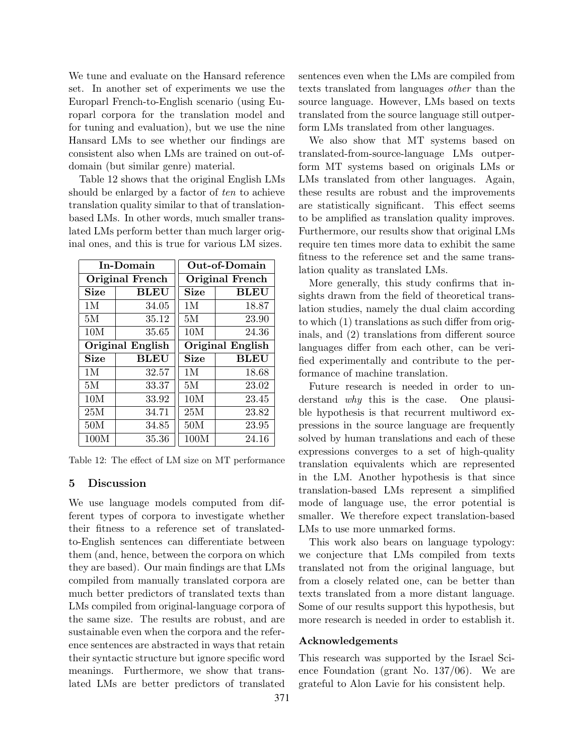We tune and evaluate on the Hansard reference set. In another set of experiments we use the Europarl French-to-English scenario (using Europarl corpora for the translation model and for tuning and evaluation), but we use the nine Hansard LMs to see whether our findings are consistent also when LMs are trained on out-of-domain (but similar genre) material.

Table 12 shows that the original English LMs should be enlarged by a factor of *ten* to achieve translation quality similar to that of translation-based LMs. In other words, much smaller translated LMs perform better than much larger original ones, and this is true for various LM sizes.

| In-Domain | | Out-of-Domain | |
|---|---|---|---|
| **Original French** | | **Original French** | |
| **Size** | **BLEU** | **Size** | **BLEU** |
| 1M | 34.05 | 1M | 18.87 |
| 5M | 35.12 | 5M | 23.90 |
| 10M | 35.65 | 10M | 24.36 |
| **Original English** | | **Original English** | |
| **Size** | **BLEU** | **Size** | **BLEU** |
| 1M | 32.57 | 1M | 18.68 |
| 5M | 33.37 | 5M | 23.02 |
| 10M | 33.92 | 10M | 23.45 |
| 25M | 34.71 | 25M | 23.82 |
| 50M | 34.85 | 50M | 23.95 |
| 100M | 35.36 | 100M | 24.16 |

Table 12: The effect of LM size on MT performance

## 5 Discussion

We use language models computed from different types of corpora to investigate whether their fitness to a reference set of translated-to-English sentences can differentiate between them (and, hence, between the corpora on which they are based). Our main findings are that LMs compiled from manually translated corpora are much better predictors of translated texts than LMs compiled from original-language corpora of the same size. The results are robust, and are sustainable even when the corpora and the reference sentences are abstracted in ways that retain their syntactic structure but ignore specific word meanings. Furthermore, we show that translated LMs are better predictors of translated sentences even when the LMs are compiled from texts translated from languages *other* than the source language. However, LMs based on texts translated from the source language still outperform LMs translated from other languages.

We also show that MT systems based on translated-from-source-language LMs outperform MT systems based on originals LMs or LMs translated from other languages. Again, these results are robust and the improvements are statistically significant. This effect seems to be amplified as translation quality improves. Furthermore, our results show that original LMs require ten times more data to exhibit the same fitness to the reference set and the same translation quality as translated LMs.

More generally, this study confirms that insights drawn from the field of theoretical translation studies, namely the dual claim according to which (1) translations as such differ from originals, and (2) translations from different source languages differ from each other, can be verified experimentally and contribute to the performance of machine translation.

Future research is needed in order to understand *why* this is the case. One plausible hypothesis is that recurrent multiword expressions in the source language are frequently solved by human translations and each of these expressions converges to a set of high-quality translation equivalents which are represented in the LM. Another hypothesis is that since translation-based LMs represent a simplified mode of language use, the error potential is smaller. We therefore expect translation-based LMs to use more unmarked forms.

This work also bears on language typology: we conjecture that LMs compiled from texts translated not from the original language, but from a closely related one, can be better than texts translated from a more distant language. Some of our results support this hypothesis, but more research is needed in order to establish it.

### Acknowledgements

This research was supported by the Israel Science Foundation (grant No. 137/06). We are grateful to Alon Lavie for his consistent help.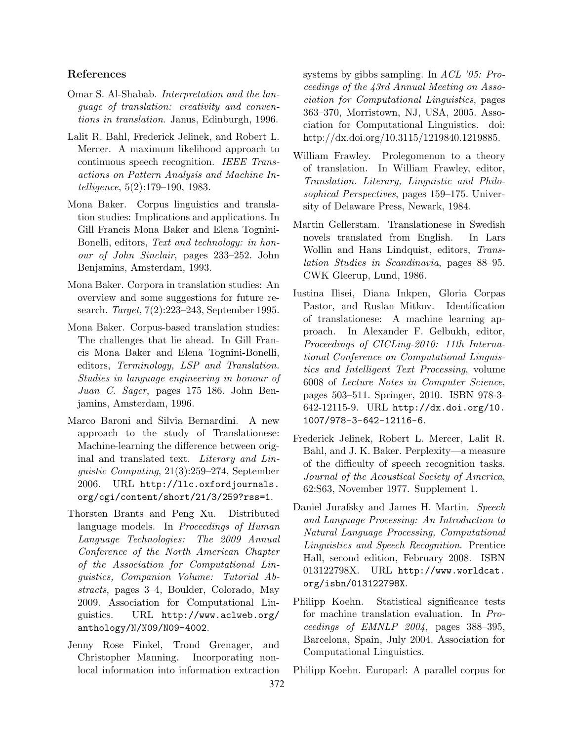### References

Omar S. Al-Shabab. *Interpretation and the language of translation: creativity and conventions in translation*. Janus, Edinburgh, 1996.

Lalit R. Bahl, Frederick Jelinek, and Robert L. Mercer. A maximum likelihood approach to continuous speech recognition. *IEEE Transactions on Pattern Analysis and Machine Intelligence*, 5(2):179–190, 1983.

Mona Baker. Corpus linguistics and translation studies: Implications and applications. In Gill Francis Mona Baker and Elena Tognini-Bonelli, editors, *Text and technology: in honour of John Sinclair*, pages 233–252. John Benjamins, Amsterdam, 1993.

Mona Baker. Corpora in translation studies: An overview and some suggestions for future research. *Target*, 7(2):223–243, September 1995.

Mona Baker. Corpus-based translation studies: The challenges that lie ahead. In Gill Francis Mona Baker and Elena Tognini-Bonelli, editors, *Terminology, LSP and Translation. Studies in language engineering in honour of Juan C. Sager*, pages 175–186. John Benjamins, Amsterdam, 1996.

Marco Baroni and Silvia Bernardini. A new approach to the study of Translationese: Machine-learning the difference between original and translated text. *Literary and Linguistic Computing*, 21(3):259–274, September 2006. URL `http://llc.oxfordjournals.org/cgi/content/short/21/3/259?rss=1`.

Thorsten Brants and Peng Xu. Distributed language models. In *Proceedings of Human Language Technologies: The 2009 Annual Conference of the North American Chapter of the Association for Computational Linguistics, Companion Volume: Tutorial Abstracts*, pages 3–4, Boulder, Colorado, May 2009. Association for Computational Linguistics. URL `http://www.aclweb.org/anthology/N/N09/N09-4002`.

Jenny Rose Finkel, Trond Grenager, and Christopher Manning. Incorporating non-local information into information extraction systems by gibbs sampling. In *ACL '05: Proceedings of the 43rd Annual Meeting on Association for Computational Linguistics*, pages 363–370, Morristown, NJ, USA, 2005. Association for Computational Linguistics. doi: http://dx.doi.org/10.3115/1219840.1219885.

William Frawley. Prolegomenon to a theory of translation. In William Frawley, editor, *Translation. Literary, Linguistic and Philosophical Perspectives*, pages 159–175. University of Delaware Press, Newark, 1984.

Martin Gellerstam. Translationese in Swedish novels translated from English. In Lars Wollin and Hans Lindquist, editors, *Translation Studies in Scandinavia*, pages 88–95. CWK Gleerup, Lund, 1986.

Iustina Ilisei, Diana Inkpen, Gloria Corpas Pastor, and Ruslan Mitkov. Identification of translationese: A machine learning approach. In Alexander F. Gelbukh, editor, *Proceedings of CICLing-2010: 11th International Conference on Computational Linguistics and Intelligent Text Processing*, volume 6008 of *Lecture Notes in Computer Science*, pages 503–511. Springer, 2010. ISBN 978-3-642-12115-9. URL `http://dx.doi.org/10.1007/978-3-642-12116-6`.

Frederick Jelinek, Robert L. Mercer, Lalit R. Bahl, and J. K. Baker. Perplexity—a measure of the difficulty of speech recognition tasks. *Journal of the Acoustical Society of America*, 62:S63, November 1977. Supplement 1.

Daniel Jurafsky and James H. Martin. *Speech and Language Processing: An Introduction to Natural Language Processing, Computational Linguistics and Speech Recognition*. Prentice Hall, second edition, February 2008. ISBN 013122798X. URL `http://www.worldcat.org/isbn/013122798X`.

Philipp Koehn. Statistical significance tests for machine translation evaluation. In *Proceedings of EMNLP 2004*, pages 388–395, Barcelona, Spain, July 2004. Association for Computational Linguistics.

Philipp Koehn. Europarl: A parallel corpus for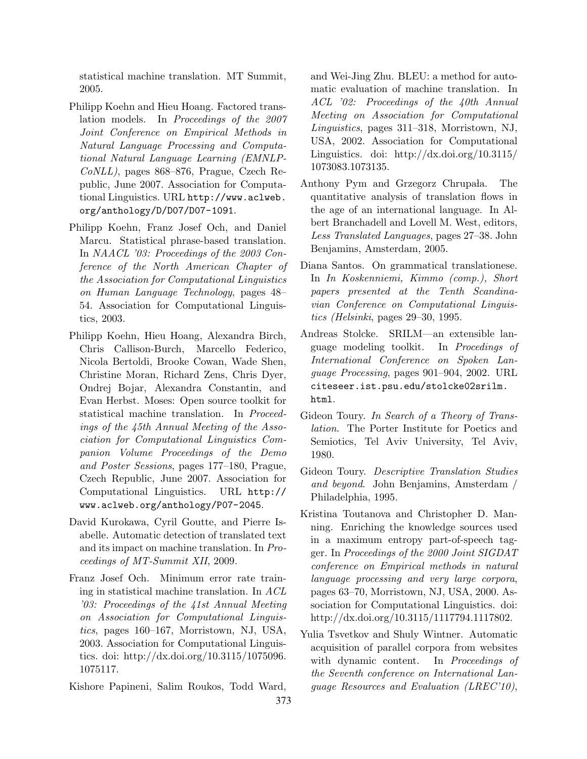statistical machine translation. MT Summit, 2005.

Philipp Koehn and Hieu Hoang. Factored translation models. In *Proceedings of the 2007 Joint Conference on Empirical Methods in Natural Language Processing and Computational Natural Language Learning (EMNLP-CoNLL)*, pages 868–876, Prague, Czech Republic, June 2007. Association for Computational Linguistics. URL http://www.aclweb.org/anthology/D/D07/D07-1091.

Philipp Koehn, Franz Josef Och, and Daniel Marcu. Statistical phrase-based translation. In *NAACL '03: Proceedings of the 2003 Conference of the North American Chapter of the Association for Computational Linguistics on Human Language Technology*, pages 48–54. Association for Computational Linguistics, 2003.

Philipp Koehn, Hieu Hoang, Alexandra Birch, Chris Callison-Burch, Marcello Federico, Nicola Bertoldi, Brooke Cowan, Wade Shen, Christine Moran, Richard Zens, Chris Dyer, Ondrej Bojar, Alexandra Constantin, and Evan Herbst. Moses: Open source toolkit for statistical machine translation. In *Proceedings of the 45th Annual Meeting of the Association for Computational Linguistics Companion Volume Proceedings of the Demo and Poster Sessions*, pages 177–180, Prague, Czech Republic, June 2007. Association for Computational Linguistics. URL http://www.aclweb.org/anthology/P07-2045.

David Kurokawa, Cyril Goutte, and Pierre Isabelle. Automatic detection of translated text and its impact on machine translation. In *Proceedings of MT-Summit XII*, 2009.

Franz Josef Och. Minimum error rate training in statistical machine translation. In *ACL '03: Proceedings of the 41st Annual Meeting on Association for Computational Linguistics*, pages 160–167, Morristown, NJ, USA, 2003. Association for Computational Linguistics. doi: http://dx.doi.org/10.3115/1075096.1075117.

Kishore Papineni, Salim Roukos, Todd Ward, and Wei-Jing Zhu. BLEU: a method for automatic evaluation of machine translation. In *ACL '02: Proceedings of the 40th Annual Meeting on Association for Computational Linguistics*, pages 311–318, Morristown, NJ, USA, 2002. Association for Computational Linguistics. doi: http://dx.doi.org/10.3115/1073083.1073135.

Anthony Pym and Grzegorz Chrupała. The quantitative analysis of translation flows in the age of an international language. In Albert Branchadell and Lovell M. West, editors, *Less Translated Languages*, pages 27–38. John Benjamins, Amsterdam, 2005.

Diana Santos. On grammatical translationese. In *In Koskenniemi, Kimmo (comp.), Short papers presented at the Tenth Scandinavian Conference on Computational Linguistics (Helsinki*, pages 29–30, 1995.

Andreas Stolcke. SRILM—an extensible language modeling toolkit. In *Procedings of International Conference on Spoken Language Processing*, pages 901–904, 2002. URL citeseer.ist.psu.edu/stolcke02srilm.html.

Gideon Toury. *In Search of a Theory of Translation*. The Porter Institute for Poetics and Semiotics, Tel Aviv University, Tel Aviv, 1980.

Gideon Toury. *Descriptive Translation Studies and beyond*. John Benjamins, Amsterdam / Philadelphia, 1995.

Kristina Toutanova and Christopher D. Manning. Enriching the knowledge sources used in a maximum entropy part-of-speech tagger. In *Proceedings of the 2000 Joint SIGDAT conference on Empirical methods in natural language processing and very large corpora*, pages 63–70, Morristown, NJ, USA, 2000. Association for Computational Linguistics. doi: http://dx.doi.org/10.3115/1117794.1117802.

Yulia Tsvetkov and Shuly Wintner. Automatic acquisition of parallel corpora from websites with dynamic content. In *Proceedings of the Seventh conference on International Language Resources and Evaluation (LREC'10)*,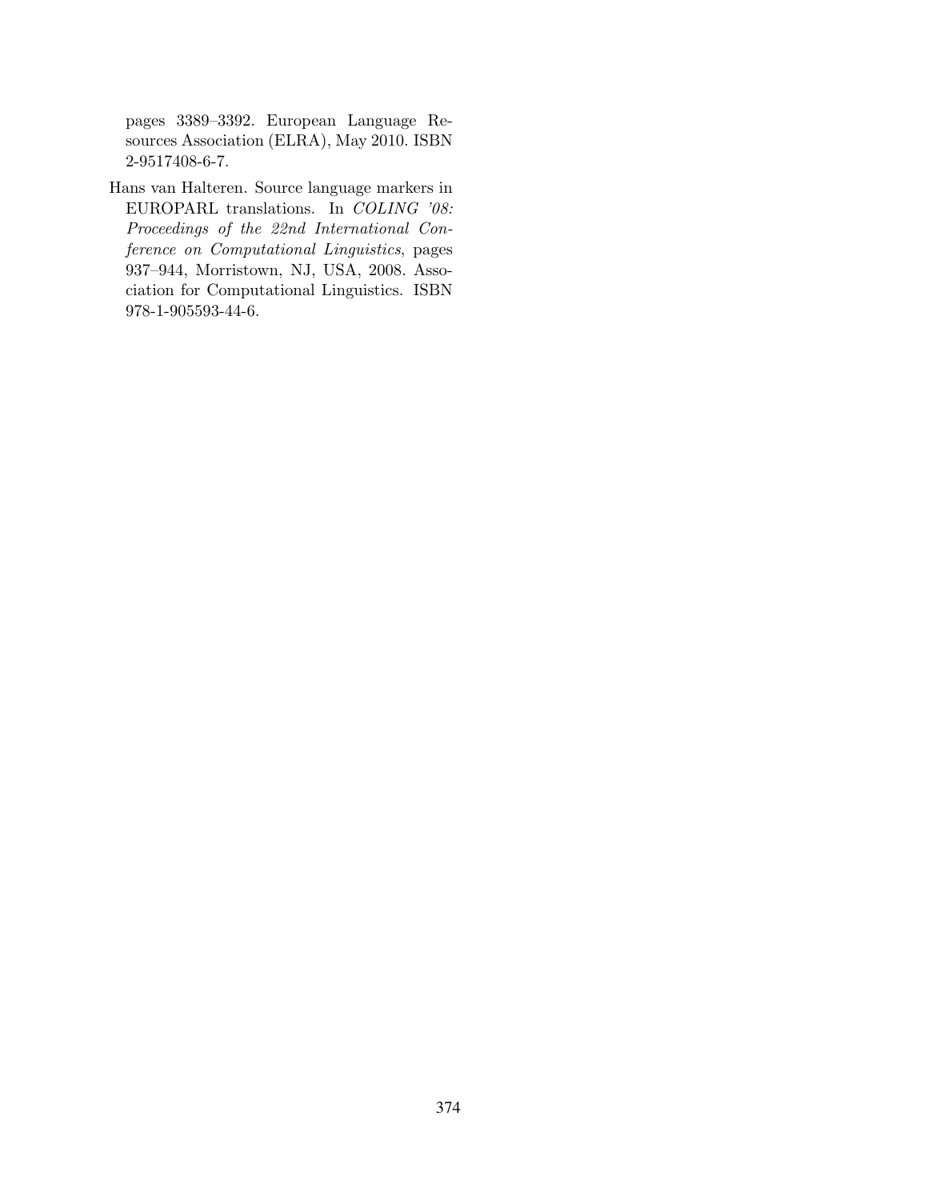pages 3389–3392. European Language Resources Association (ELRA), May 2010. ISBN 2-9517408-6-7.

Hans van Halteren. Source language markers in EUROPARL translations. In *COLING '08: Proceedings of the 22nd International Conference on Computational Linguistics*, pages 937–944, Morristown, NJ, USA, 2008. Association for Computational Linguistics. ISBN 978-1-905593-44-6.